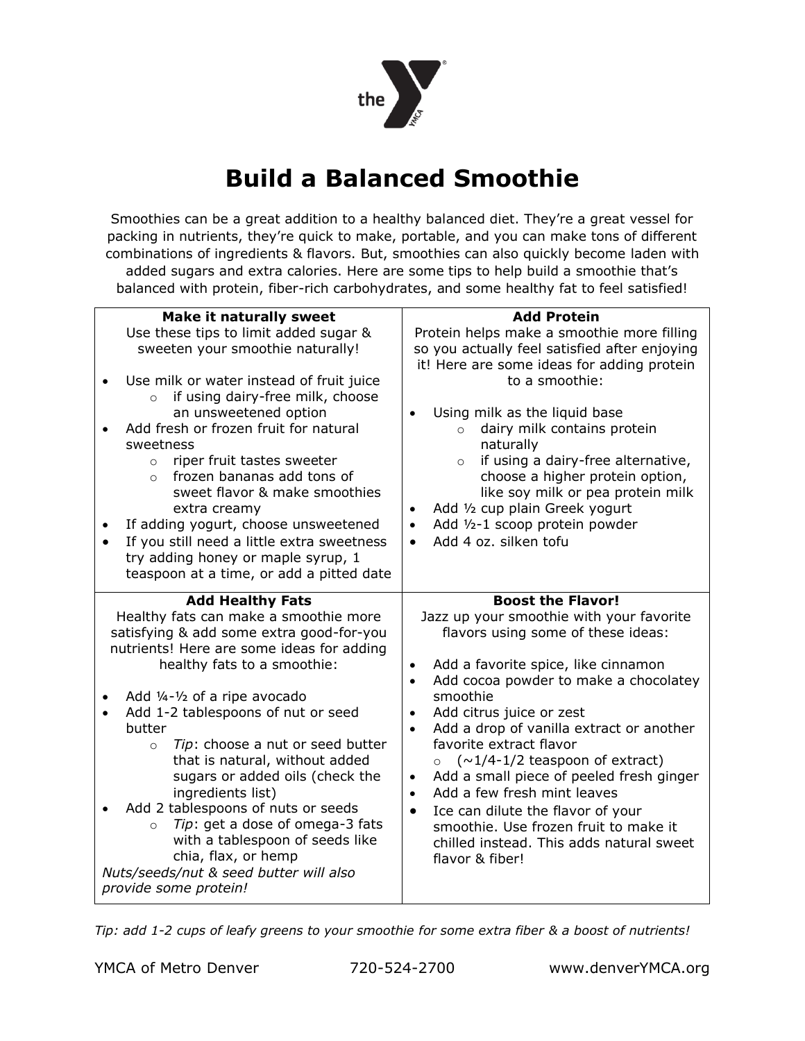# Build a Balanced Smoothie

Smoothies can be a great addition to a healthy balanced diet. They're a great vessel for packing in nutrients, they're quick to make, portable, and you can make tons of different combinations of ingredients & flavors. But, smoothies can also quickly become laden with added sugars and extra calories. Here are some tips to help build a smoothie that's balanced with protein, fiber-rich carbohydrates, and some healthy fat to feel satisfied!

### Make it naturally sweet

Use these tips to limit added sugar & sweeten your smoothie naturally!

- Use milk or water instead of fruit juice
  - if using dairy-free milk, choose an unsweetened option
- Add fresh or frozen fruit for natural sweetness
  - riper fruit tastes sweeter
  - frozen bananas add tons of sweet flavor & make smoothies extra creamy
- If adding yogurt, choose unsweetened
- If you still need a little extra sweetness try adding honey or maple syrup, 1 teaspoon at a time, or add a pitted date

### Add Protein

Protein helps make a smoothie more filling so you actually feel satisfied after enjoying it! Here are some ideas for adding protein to a smoothie:

- Using milk as the liquid base
  - dairy milk contains protein naturally
  - if using a dairy-free alternative, choose a higher protein option, like soy milk or pea protein milk
- Add ½ cup plain Greek yogurt
- Add ½-1 scoop protein powder
- Add 4 oz. silken tofu

### Add Healthy Fats

Healthy fats can make a smoothie more satisfying & add some extra good-for-you nutrients! Here are some ideas for adding healthy fats to a smoothie:

- Add ¼-½ of a ripe avocado
- Add 1-2 tablespoons of nut or seed butter
  - *Tip*: choose a nut or seed butter that is natural, without added sugars or added oils (check the ingredients list)
- Add 2 tablespoons of nuts or seeds
  - *Tip*: get a dose of omega-3 fats with a tablespoon of seeds like chia, flax, or hemp

*Nuts/seeds/nut & seed butter will also provide some protein!*

### Boost the Flavor!

Jazz up your smoothie with your favorite flavors using some of these ideas:

- Add a favorite spice, like cinnamon
- Add cocoa powder to make a chocolatey smoothie
- Add citrus juice or zest
- Add a drop of vanilla extract or another favorite extract flavor
  - (~1/4-1/2 teaspoon of extract)
- Add a small piece of peeled fresh ginger
- Add a few fresh mint leaves
- Ice can dilute the flavor of your smoothie. Use frozen fruit to make it chilled instead. This adds natural sweet flavor & fiber!

*Tip: add 1-2 cups of leafy greens to your smoothie for some extra fiber & a boost of nutrients!*

YMCA of Metro Denver 720-524-2700 www.denverYMCA.org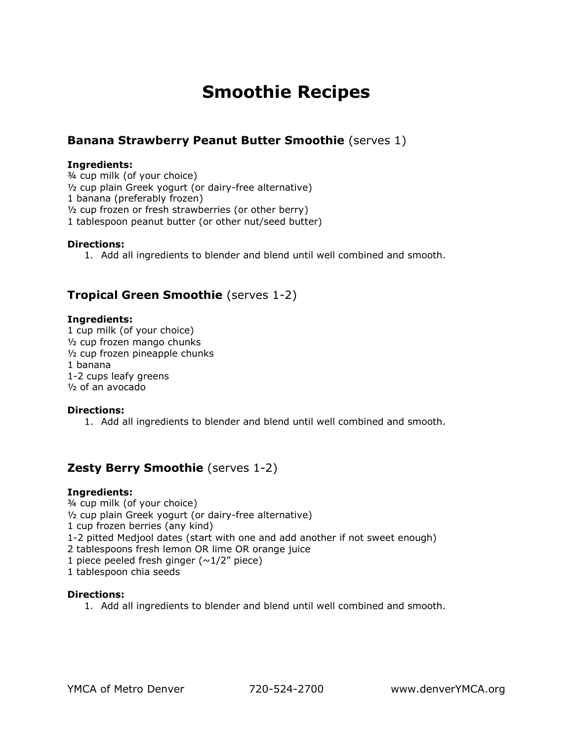# Smoothie Recipes

## **Banana Strawberry Peanut Butter Smoothie** (serves 1)

**Ingredients:**

¾ cup milk (of your choice)
½ cup plain Greek yogurt (or dairy-free alternative)
1 banana (preferably frozen)
½ cup frozen or fresh strawberries (or other berry)
1 tablespoon peanut butter (or other nut/seed butter)

**Directions:**

1. Add all ingredients to blender and blend until well combined and smooth.

## **Tropical Green Smoothie** (serves 1-2)

**Ingredients:**

1 cup milk (of your choice)
½ cup frozen mango chunks
½ cup frozen pineapple chunks
1 banana
1-2 cups leafy greens
½ of an avocado

**Directions:**

1. Add all ingredients to blender and blend until well combined and smooth.

## **Zesty Berry Smoothie** (serves 1-2)

**Ingredients:**

¾ cup milk (of your choice)
½ cup plain Greek yogurt (or dairy-free alternative)
1 cup frozen berries (any kind)
1-2 pitted Medjool dates (start with one and add another if not sweet enough)
2 tablespoons fresh lemon OR lime OR orange juice
1 piece peeled fresh ginger (~1/2" piece)
1 tablespoon chia seeds

**Directions:**

1. Add all ingredients to blender and blend until well combined and smooth.

YMCA of Metro Denver 720-524-2700 www.denverYMCA.org